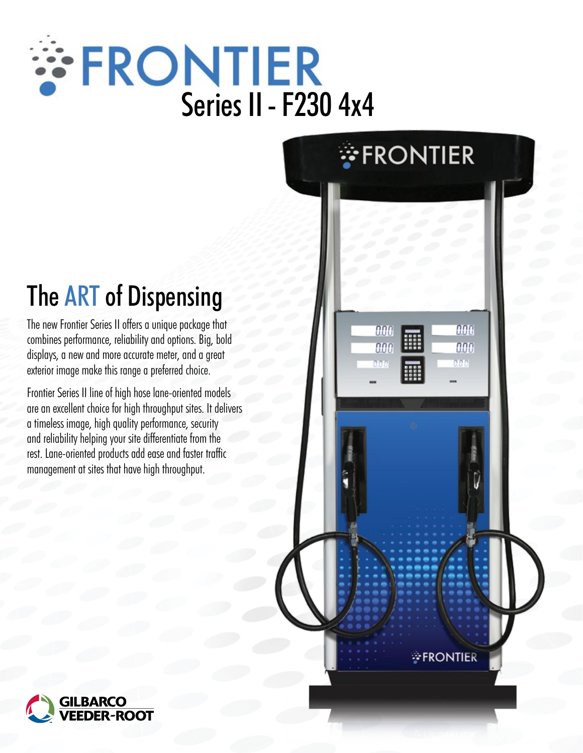# FRONTIER

## Series II - F230 4x4

## The ART of Dispensing

The new Frontier Series II offers a unique package that combines performance, reliability and options. Big, bold displays, a new and more accurate meter, and a great exterior image make this range a preferred choice.

Frontier Series II line of high hose lane-oriented models are an excellent choice for high throughput sites. It delivers a timeless image, high quality performance, security and reliability helping your site differentiate from the rest. Lane-oriented products add ease and faster traffic management at sites that have high throughput.

GILBARCO VEEDER-ROOT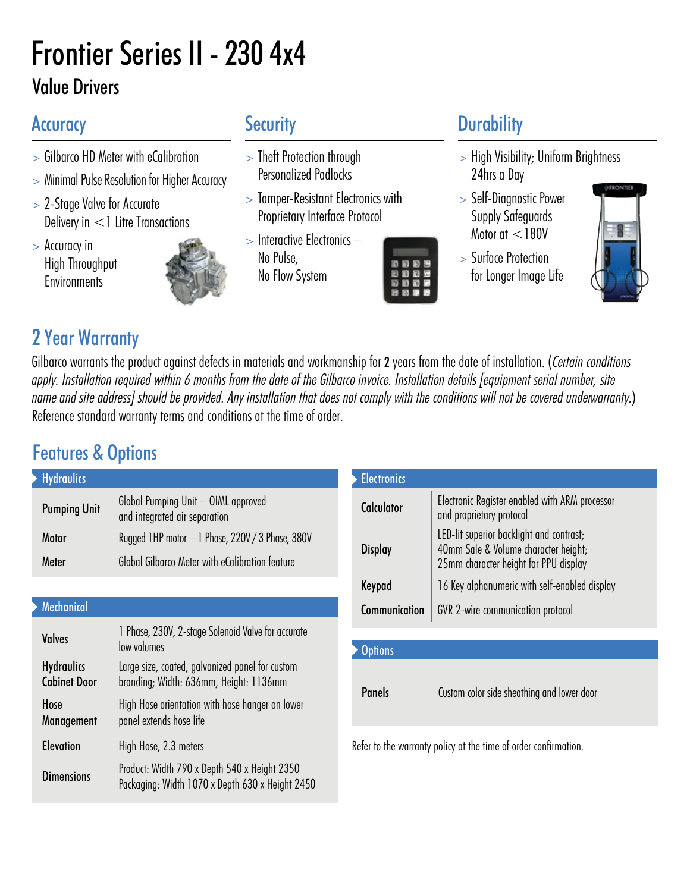# Frontier Series II - 230 4x4

## Value Drivers

### Accuracy

- > Gilbarco HD Meter with eCalibration
- > Minimal Pulse Resolution for Higher Accuracy
- > 2-Stage Valve for Accurate Delivery in < 1 Litre Transactions
- > Accuracy in High Throughput Environments

### Security

- > Theft Protection through Personalized Padlocks
- > Tamper-Resistant Electronics with Proprietary Interface Protocol
- > Interactive Electronics – No Pulse, No Flow System

### Durability

- > High Visibility; Uniform Brightness 24hrs a Day
- > Self-Diagnostic Power Supply Safeguards Motor at < 180V
- > Surface Protection for Longer Image Life

## 2 Year Warranty

Gilbarco warrants the product against defects in materials and workmanship for **2** years from the date of installation. (*Certain conditions apply. Installation required within 6 months from the date of the Gilbarco invoice. Installation details [equipment serial number, site name and site address] should be provided. Any installation that does not comply with the conditions will not be covered underwarranty.*) Reference standard warranty terms and conditions at the time of order.

## Features & Options

| Hydraulics | |
|---|---|
| **Pumping Unit** | Global Pumping Unit – OIML approved and integrated air separation |
| **Motor** | Rugged 1HP motor – 1 Phase, 220V / 3 Phase, 380V |
| **Meter** | Global Gilbarco Meter with eCalibration feature |

| Mechanical | |
|---|---|
| **Valves** | 1 Phase, 230V, 2-stage Solenoid Valve for accurate low volumes |
| **Hydraulics Cabinet Door** | Large size, coated, galvanized panel for custom branding; Width: 636mm, Height: 1136mm |
| **Hose Management** | High Hose orientation with hose hanger on lower panel extends hose life |
| **Elevation** | High Hose, 2.3 meters |
| **Dimensions** | Product: Width 790 x Depth 540 x Height 2350<br>Packaging: Width 1070 x Depth 630 x Height 2450 |

| Electronics | |
|---|---|
| **Calculator** | Electronic Register enabled with ARM processor and proprietary protocol |
| **Display** | LED-lit superior backlight and contrast; 40mm Sale & Volume character height; 25mm character height for PPU display |
| **Keypad** | 16 Key alphanumeric with self-enabled display |
| **Communication** | GVR 2-wire communication protocol |

| Options | |
|---|---|
| **Panels** | Custom color side sheathing and lower door |

Refer to the warranty policy at the time of order confirmation.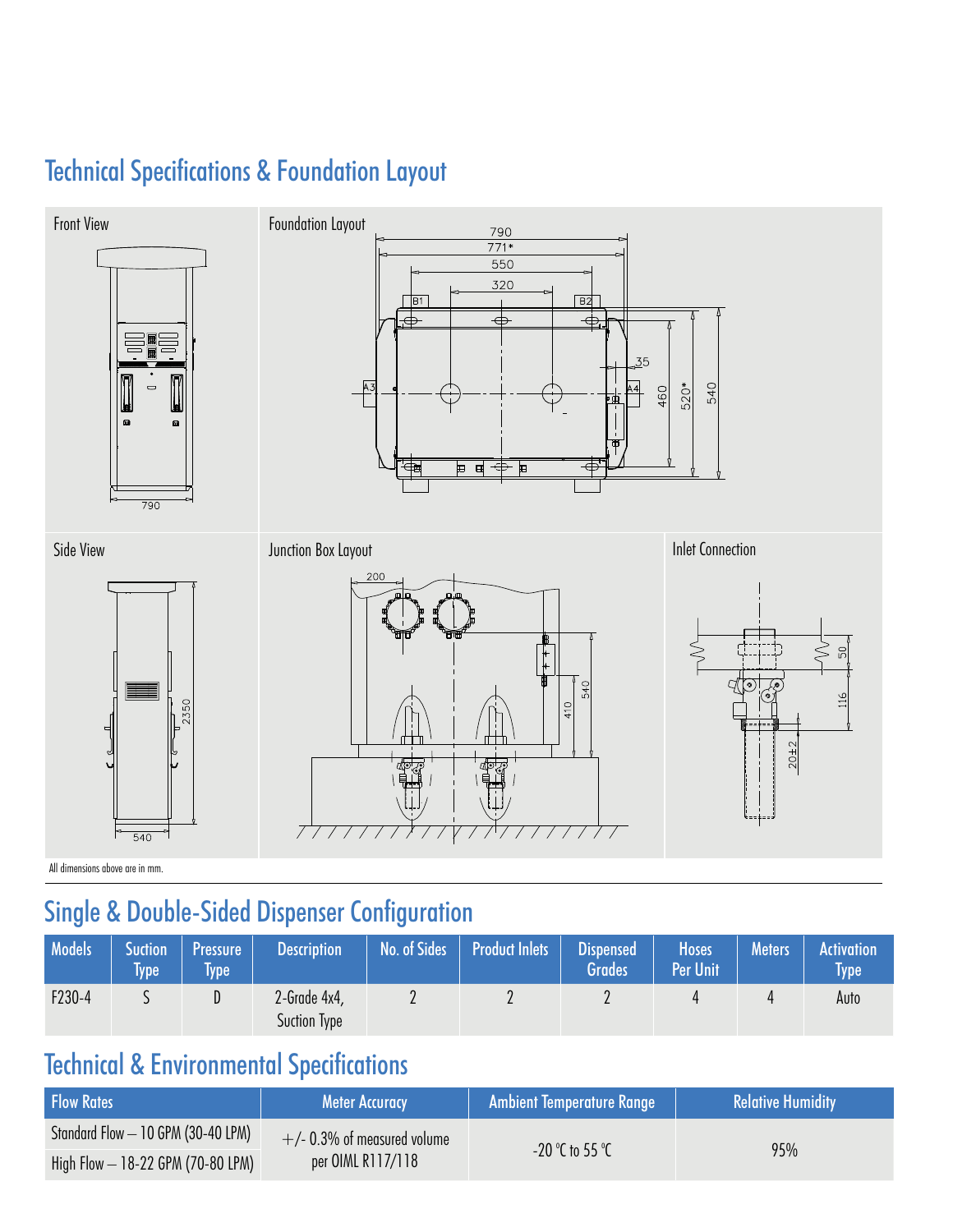## Technical Specifications & Foundation Layout

Front View

Foundation Layout

Side View

Junction Box Layout

Inlet Connection

All dimensions above are in mm.

## Single & Double-Sided Dispenser Configuration

| Models | Suction Type | Pressure Type | Description | No. of Sides | Product Inlets | Dispensed Grades | Hoses Per Unit | Meters | Activation Type |
|---|---|---|---|---|---|---|---|---|---|
| F230-4 | S | D | 2-Grade 4x4, Suction Type | 2 | 2 | 2 | 4 | 4 | Auto |

## Technical & Environmental Specifications

| Flow Rates | Meter Accuracy | Ambient Temperature Range | Relative Humidity |
|---|---|---|---|
| Standard Flow – 10 GPM (30-40 LPM)<br>High Flow – 18-22 GPM (70-80 LPM) | +/- 0.3% of measured volume per OIML R117/118 | -20 °C to 55 °C | 95% |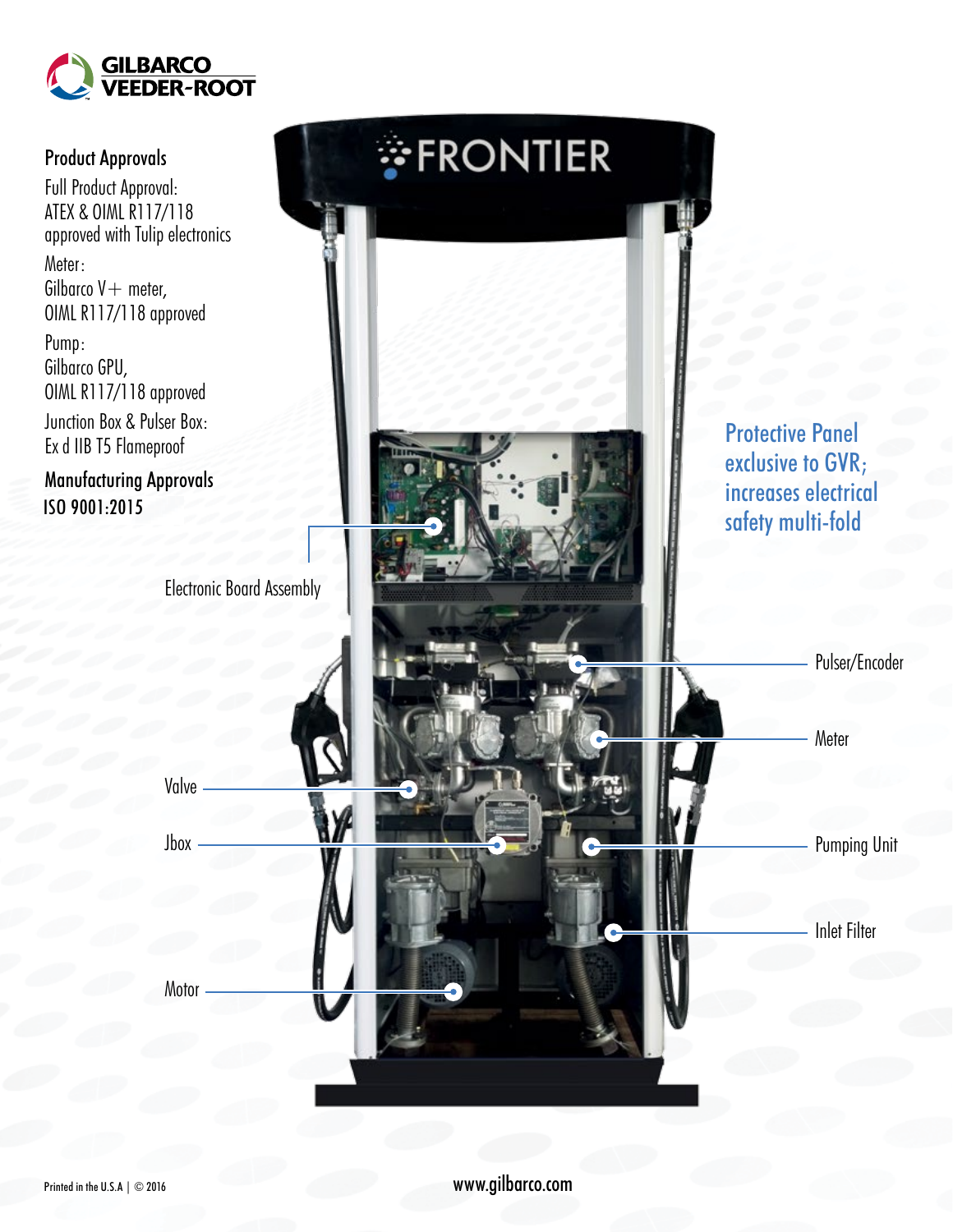## Product Approvals

Full Product Approval:
ATEX & OIML R117/118 approved with Tulip electronics

Meter:
Gilbarco V+ meter,
OIML R117/118 approved

Pump:
Gilbarco GPU,
OIML R117/118 approved

Junction Box & Pulser Box:
Ex d IIB T5 Flameproof

## Manufacturing Approvals

ISO 9001:2015

FRONTIER

Protective Panel exclusive to GVR; increases electrical safety multi-fold

Electronic Board Assembly

Pulser/Encoder

Meter

Valve

Jbox

Pumping Unit

Inlet Filter

Motor

Printed in the U.S.A | © 2016

www.gilbarco.com